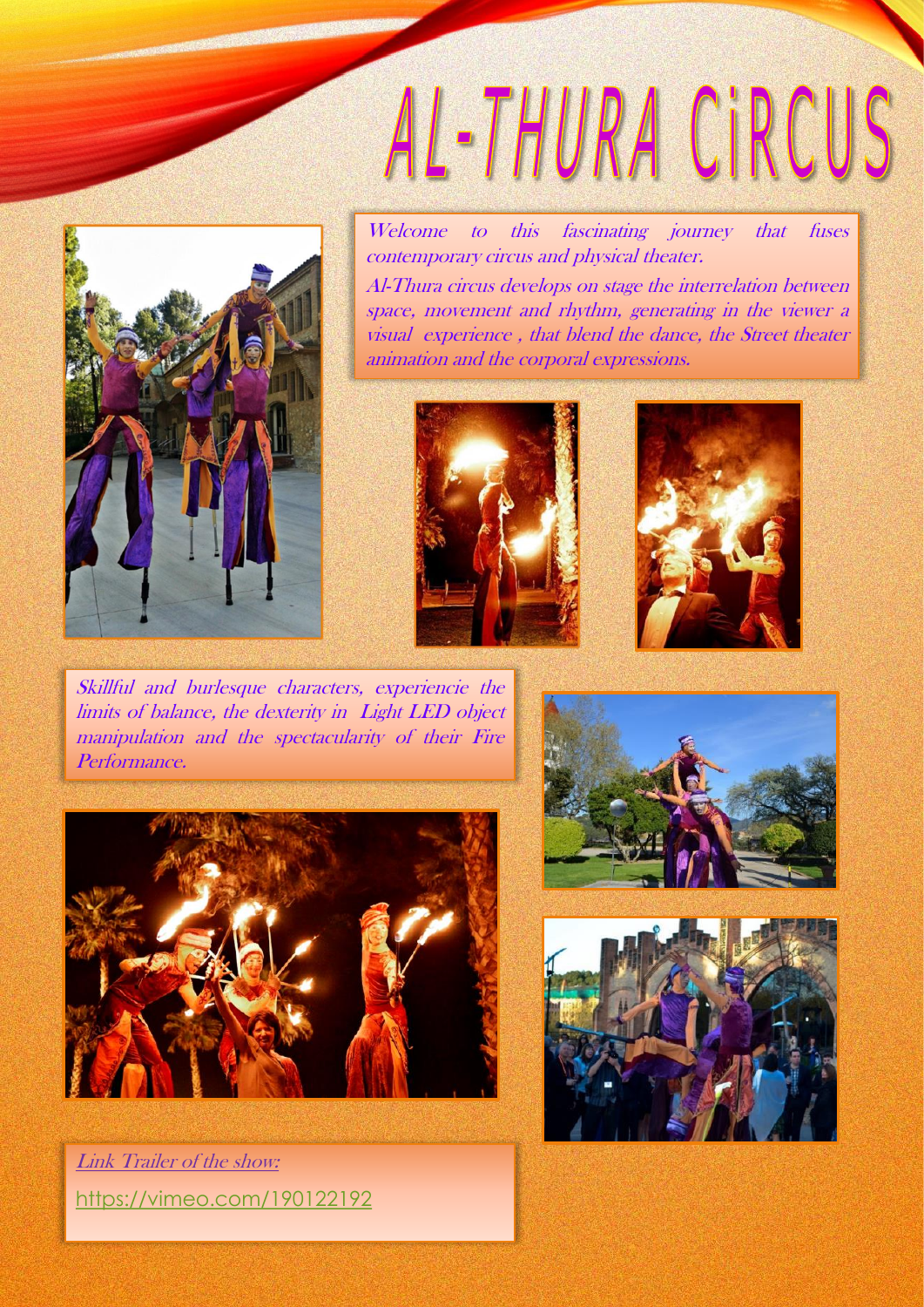# AL-THURA CiRCUS

*Welcome to this fascinating journey that fuses contemporary circus and physical theater.*

*Al-Thura circus develops on stage the interrelation between space, movement and rhythm, generating in the viewer a visual experience , that blend the dance, the Street theater animation and the corporal expressions.*

*Skillful and burlesque characters, experiencie the limits of balance, the dexterity in Light LED object manipulation and the spectacularity of their Fire Performance.*

*Link Trailer of the show:*

https://vimeo.com/190122192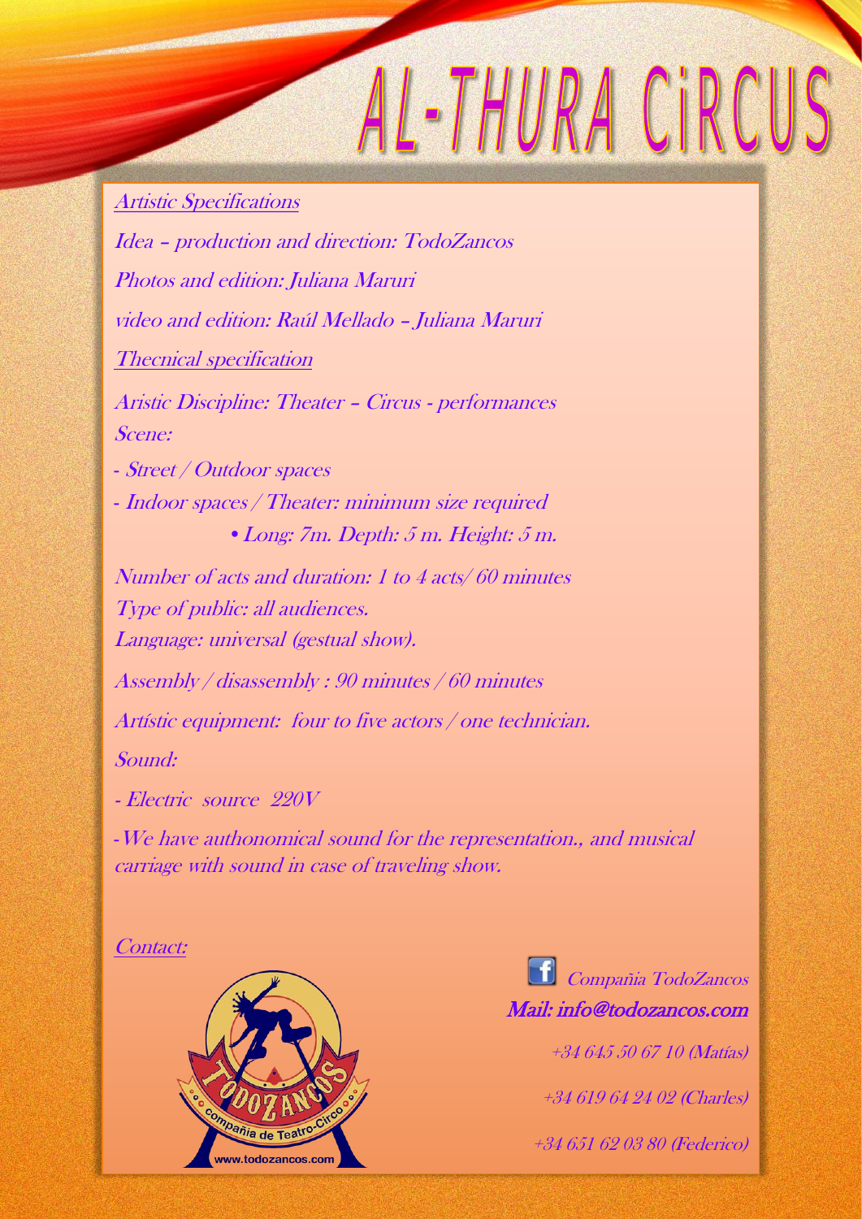# AL-THURA CiRCUS

*Artistic Specifications*

*Idea – production and direction: TodoZancos*

*Photos and edition: Juliana Maruri*

*video and edition: Raúl Mellado – Juliana Maruri*

*Thecnical specification*

*Aristic Discipline: Theater – Circus - performances*

*Scene:*

- *Street / Outdoor spaces*
- *Indoor spaces / Theater: minimum size required*
  - *Long: 7m. Depth: 5 m. Height: 5 m.*

*Number of acts and duration: 1 to 4 acts/ 60 minutes*

*Type of public: all audiences.*

*Language: universal (gestual show).*

*Assembly / disassembly : 90 minutes / 60 minutes*

*Artístic equipment: four to five actors / one technician.*

*Sound:*

- *Electric source 220V*
- *We have authonomical sound for the representation., and musical carriage with sound in case of traveling show.*

*Contact:*

TODOZANCOS
Compañia de Teatro-Circo
www.todozancos.com

*Compañia TodoZancos*

Mail: info@todozancos.com

*+34 645 50 67 10 (Matías)*

*+34 619 64 24 02 (Charles)*

*+34 651 62 03 80 (Federico)*